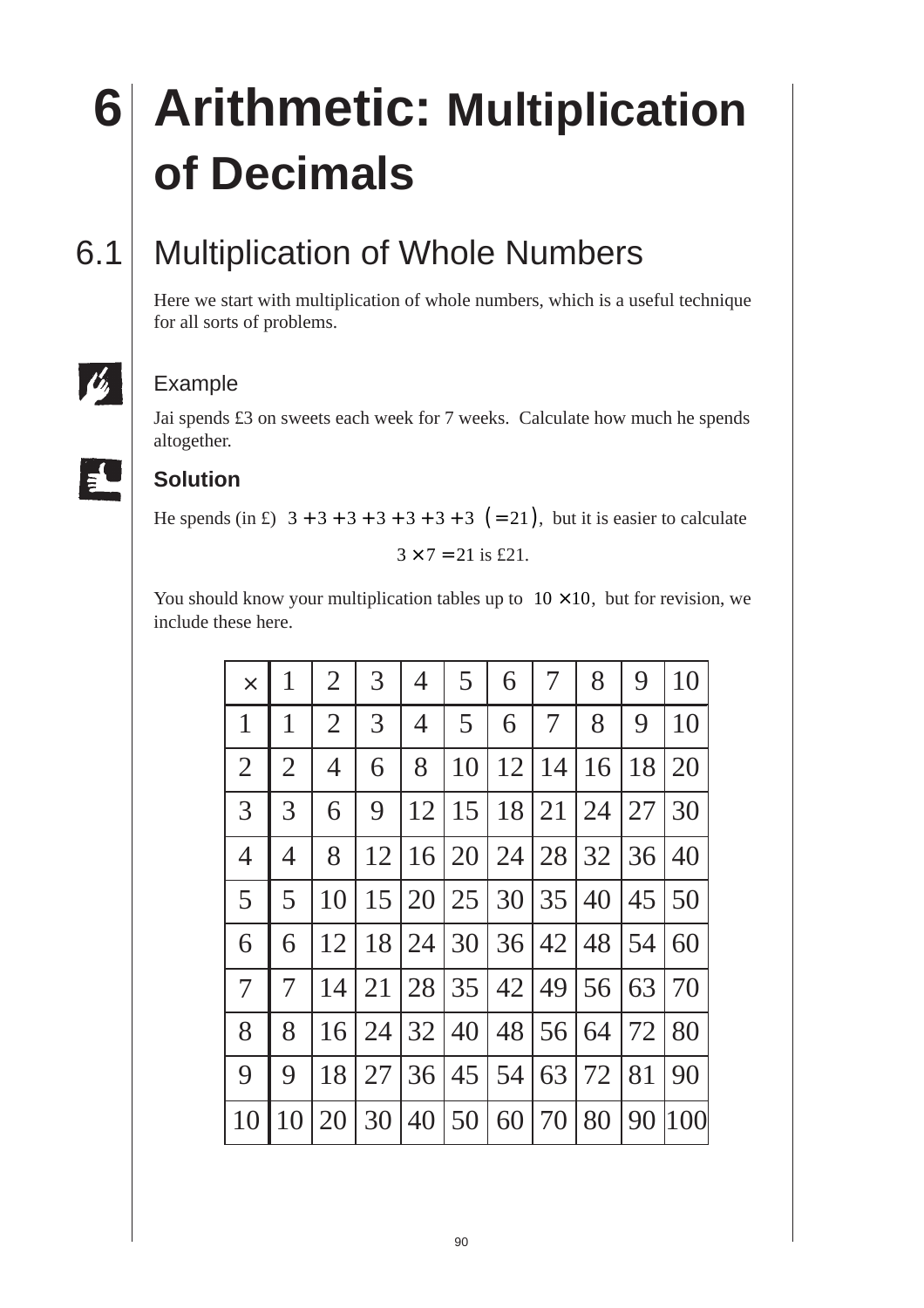# 6 Arithmetic: Multiplication of Decimals

## 6.1 Multiplication of Whole Numbers

Here we start with multiplication of whole numbers, which is a useful technique for all sorts of problems.

### Example

Jai spends £3 on sweets each week for 7 weeks. Calculate how much he spends altogether.

### Solution

He spends (in £) $3 + 3 + 3 + 3 + 3 + 3 + 3 \ (= 21)$, but it is easier to calculate

$$3 \times 7 = 21 \text{ is £21.}$$

You should know your multiplication tables up to $10 \times 10$, but for revision, we include these here.

| × | 1 | 2 | 3 | 4 | 5 | 6 | 7 | 8 | 9 | 10 |
|---|---|---|---|---|---|---|---|---|---|---|
| 1 | 1 | 2 | 3 | 4 | 5 | 6 | 7 | 8 | 9 | 10 |
| 2 | 2 | 4 | 6 | 8 | 10 | 12 | 14 | 16 | 18 | 20 |
| 3 | 3 | 6 | 9 | 12 | 15 | 18 | 21 | 24 | 27 | 30 |
| 4 | 4 | 8 | 12 | 16 | 20 | 24 | 28 | 32 | 36 | 40 |
| 5 | 5 | 10 | 15 | 20 | 25 | 30 | 35 | 40 | 45 | 50 |
| 6 | 6 | 12 | 18 | 24 | 30 | 36 | 42 | 48 | 54 | 60 |
| 7 | 7 | 14 | 21 | 28 | 35 | 42 | 49 | 56 | 63 | 70 |
| 8 | 8 | 16 | 24 | 32 | 40 | 48 | 56 | 64 | 72 | 80 |
| 9 | 9 | 18 | 27 | 36 | 45 | 54 | 63 | 72 | 81 | 90 |
| 10 | 10 | 20 | 30 | 40 | 50 | 60 | 70 | 80 | 90 | 100 |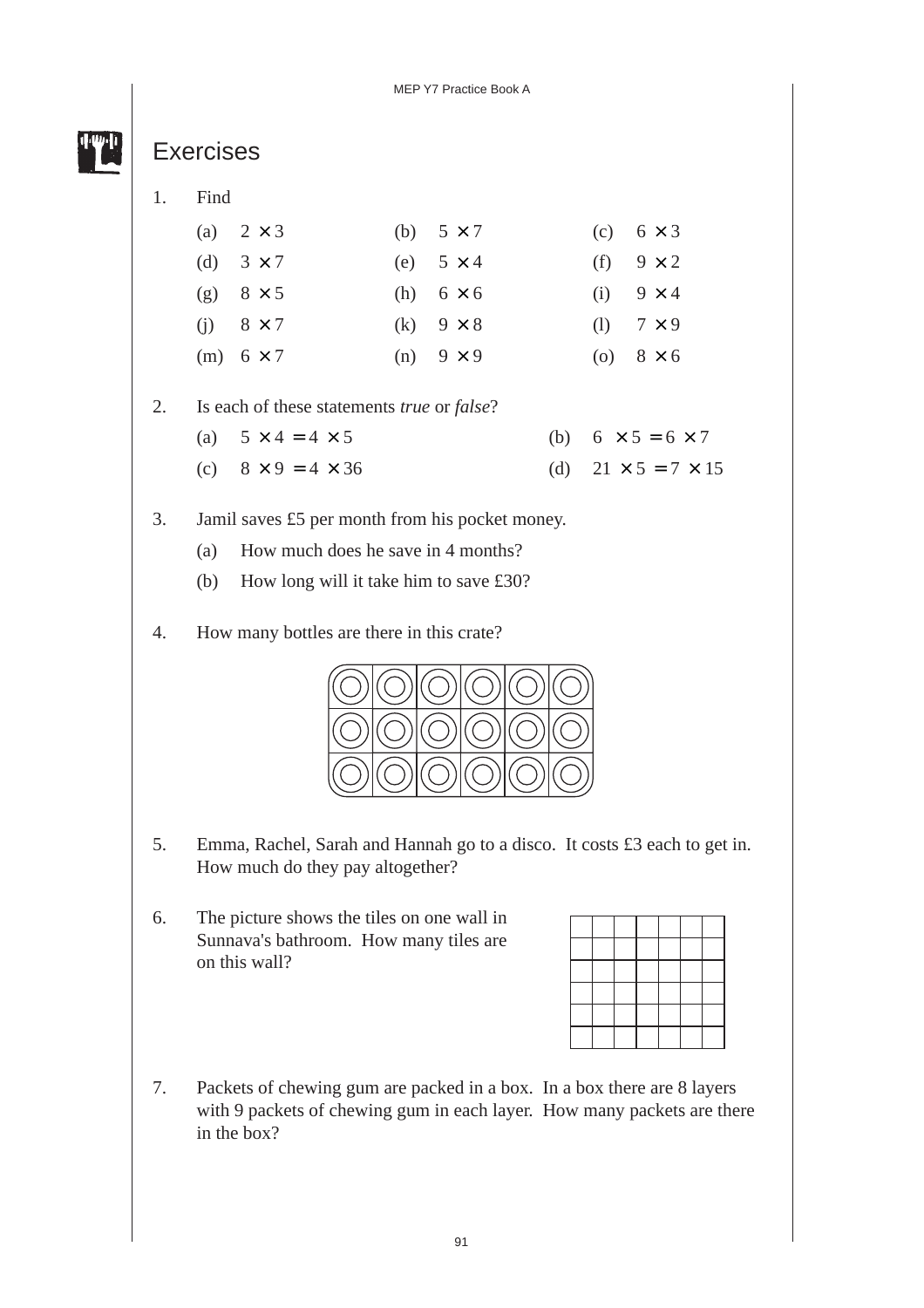## Exercises

1. Find

   (a) $2 \times 3$  (b) $5 \times 7$  (c) $6 \times 3$

   (d) $3 \times 7$  (e) $5 \times 4$  (f) $9 \times 2$

   (g) $8 \times 5$  (h) $6 \times 6$  (i) $9 \times 4$

   (j) $8 \times 7$  (k) $9 \times 8$  (l) $7 \times 9$

   (m) $6 \times 7$  (n) $9 \times 9$  (o) $8 \times 6$

2. Is each of these statements *true* or *false*?

   (a) $5 \times 4 = 4 \times 5$  (b) $6 \times 5 = 6 \times 7$

   (c) $8 \times 9 = 4 \times 36$  (d) $21 \times 5 = 7 \times 15$

3. Jamil saves £5 per month from his pocket money.

   (a) How much does he save in 4 months?

   (b) How long will it take him to save £30?

4. How many bottles are there in this crate?

5. Emma, Rachel, Sarah and Hannah go to a disco. It costs £3 each to get in. How much do they pay altogether?

6. The picture shows the tiles on one wall in Sunnava's bathroom. How many tiles are on this wall?

7. Packets of chewing gum are packed in a box. In a box there are 8 layers with 9 packets of chewing gum in each layer. How many packets are there in the box?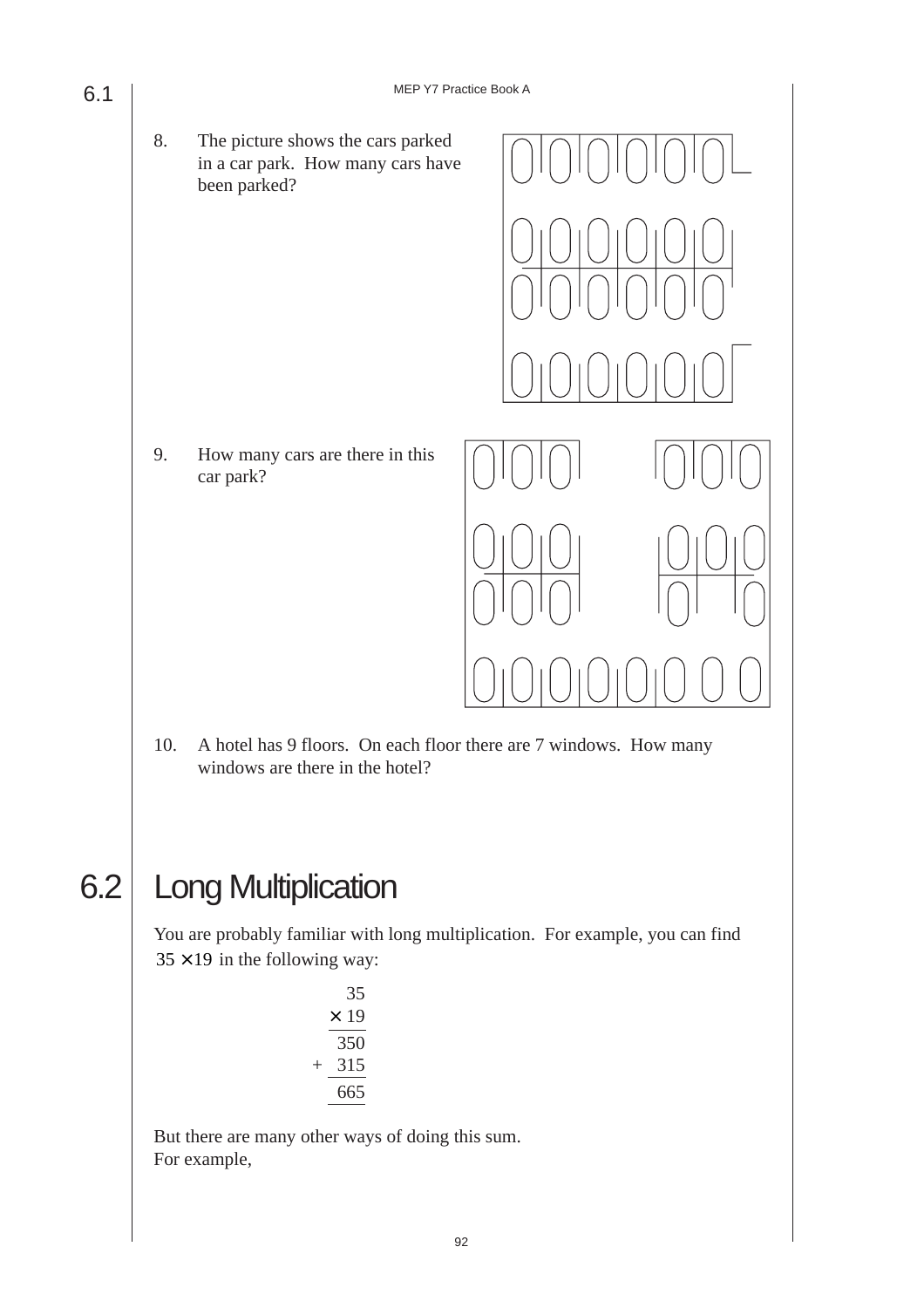8. The picture shows the cars parked in a car park. How many cars have been parked?

9. How many cars are there in this car park?

10. A hotel has 9 floors. On each floor there are 7 windows. How many windows are there in the hotel?

## 6.2 Long Multiplication

You are probably familiar with long multiplication. For example, you can find $35 \times 19$ in the following way:

$$
\begin{array}{r}
35 \\
\times\ 19 \\
\hline
350 \\
+\ \ 315 \\
\hline
665 \\
\hline
\end{array}
$$

But there are many other ways of doing this sum.
For example,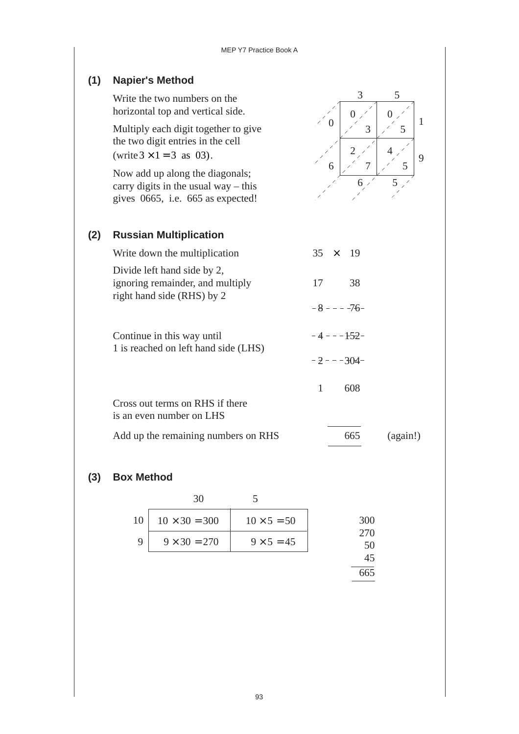## (1) Napier's Method

Write the two numbers on the horizontal top and vertical side.

Multiply each digit together to give the two digit entries in the cell (write $3 \times 1 = 3$ as 03).

Now add up along the diagonals; carry digits in the usual way – this gives 0665, i.e. 665 as expected!

| | 3 | 5 | |
|---|---|---|---|
| 0 | 0 / 3 | 0 / 5 | 1 |
| 6 | 2 / 7 | 4 / 5 | 9 |
| | 6 | 5 | |

## (2) Russian Multiplication

Write down the multiplication — $35 \times 19$

Divide left hand side by 2, ignoring remainder, and multiply right hand side (RHS) by 2

| LHS | RHS |
|---|---|
| 35 | 19 |
| 17 | 38 |
| ~~8~~ | ~~76~~ |
| ~~4~~ | ~~152~~ |
| ~~2~~ | ~~304~~ |
| 1 | 608 |

Continue in this way until 1 is reached on left hand side (LHS)

Cross out terms on RHS if there is an even number on LHS

Add up the remaining numbers on RHS — 665 (again!)

## (3) Box Method

| | 30 | 5 |
|---|---|---|
| 10 | $10 \times 30 = 300$ | $10 \times 5 = 50$ |
| 9 | $9 \times 30 = 270$ | $9 \times 5 = 45$ |

$$\begin{array}{r} 300 \\ 270 \\ 50 \\ 45 \\ \hline 665 \end{array}$$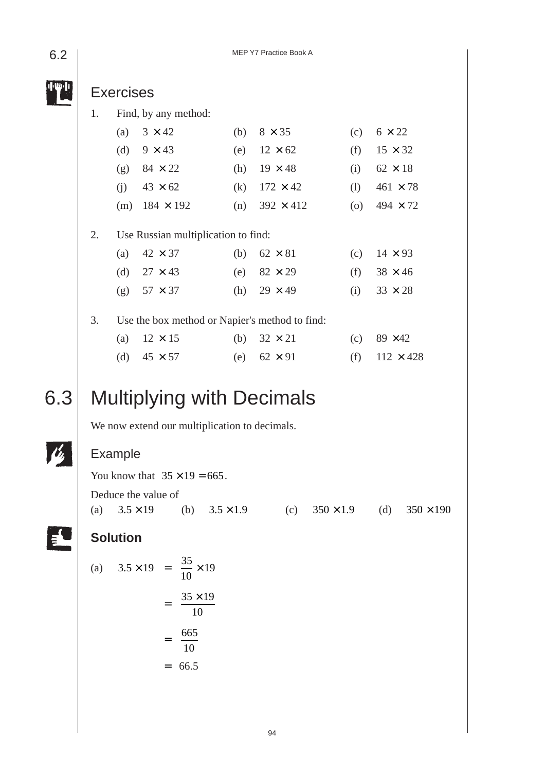## Exercises

1. Find, by any method:

   (a) $3 \times 42$ (b) $8 \times 35$ (c) $6 \times 22$

   (d) $9 \times 43$ (e) $12 \times 62$ (f) $15 \times 32$

   (g) $84 \times 22$ (h) $19 \times 48$ (i) $62 \times 18$

   (j) $43 \times 62$ (k) $172 \times 42$ (l) $461 \times 78$

   (m) $184 \times 192$ (n) $392 \times 412$ (o) $494 \times 72$

2. Use Russian multiplication to find:

   (a) $42 \times 37$ (b) $62 \times 81$ (c) $14 \times 93$

   (d) $27 \times 43$ (e) $82 \times 29$ (f) $38 \times 46$

   (g) $57 \times 37$ (h) $29 \times 49$ (i) $33 \times 28$

3. Use the box method or Napier's method to find:

   (a) $12 \times 15$ (b) $32 \times 21$ (c) $89 \times 42$

   (d) $45 \times 57$ (e) $62 \times 91$ (f) $112 \times 428$

# 6.3 Multiplying with Decimals

We now extend our multiplication to decimals.

## Example

You know that $35 \times 19 = 665$.

Deduce the value of

(a) $3.5 \times 19$ (b) $3.5 \times 1.9$ (c) $350 \times 1.9$ (d) $350 \times 190$

## Solution

(a)
$$\begin{aligned} 3.5 \times 19 &= \frac{35}{10} \times 19 \\ &= \frac{35 \times 19}{10} \\ &= \frac{665}{10} \\ &= 66.5 \end{aligned}$$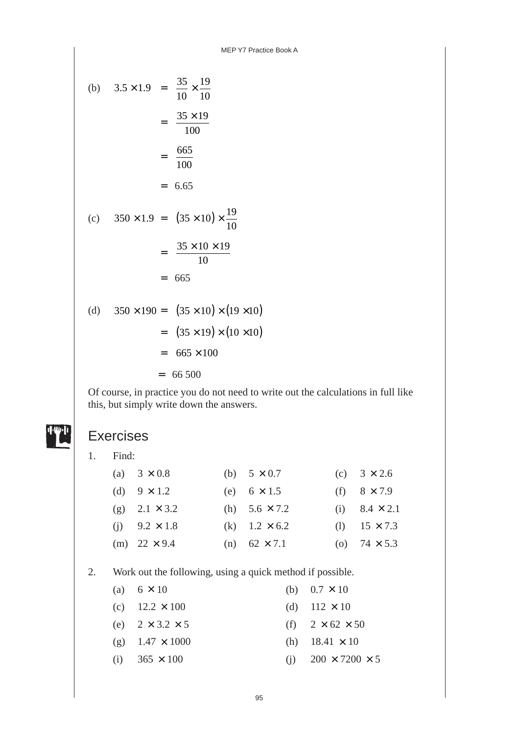(b) $$3.5 \times 1.9 = \frac{35}{10} \times \frac{19}{10}$$

$$= \frac{35 \times 19}{100}$$

$$= \frac{665}{100}$$

$$= 6.65$$

(c) $$350 \times 1.9 = (35 \times 10) \times \frac{19}{10}$$

$$= \frac{35 \times 10 \times 19}{10}$$

$$= 665$$

(d) $$350 \times 190 = (35 \times 10) \times (19 \times 10)$$

$$= (35 \times 19) \times (10 \times 10)$$

$$= 665 \times 100$$

$$= 66\,500$$

Of course, in practice you do not need to write out the calculations in full like this, but simply write down the answers.

## Exercises

1. Find:

   (a) $3 \times 0.8$ (b) $5 \times 0.7$ (c) $3 \times 2.6$

   (d) $9 \times 1.2$ (e) $6 \times 1.5$ (f) $8 \times 7.9$

   (g) $2.1 \times 3.2$ (h) $5.6 \times 7.2$ (i) $8.4 \times 2.1$

   (j) $9.2 \times 1.8$ (k) $1.2 \times 6.2$ (l) $15 \times 7.3$

   (m) $22 \times 9.4$ (n) $62 \times 7.1$ (o) $74 \times 5.3$

2. Work out the following, using a quick method if possible.

   (a) $6 \times 10$ (b) $0.7 \times 10$

   (c) $12.2 \times 100$ (d) $112 \times 10$

   (e) $2 \times 3.2 \times 5$ (f) $2 \times 62 \times 50$

   (g) $1.47 \times 1000$ (h) $18.41 \times 10$

   (i) $365 \times 100$ (j) $200 \times 7200 \times 5$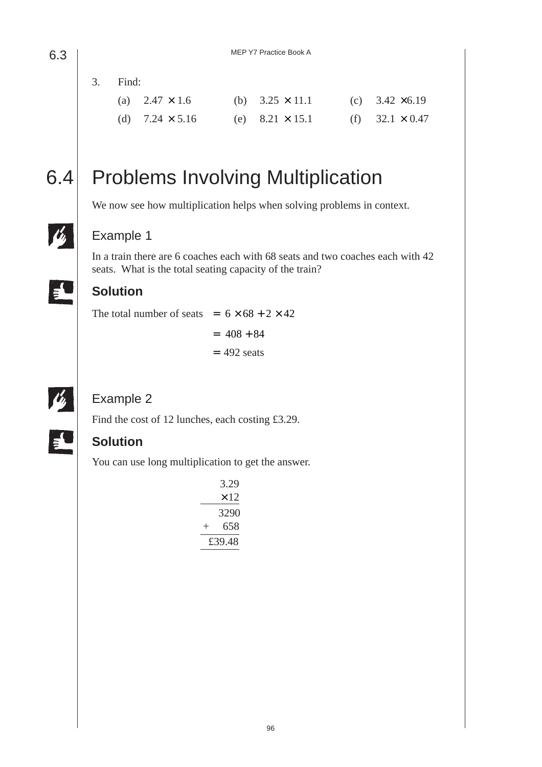3. Find:

(a) $2.47 \times 1.6$ (b) $3.25 \times 11.1$ (c) $3.42 \times 6.19$

(d) $7.24 \times 5.16$ (e) $8.21 \times 15.1$ (f) $32.1 \times 0.47$

# 6.4 Problems Involving Multiplication

We now see how multiplication helps when solving problems in context.

### Example 1

In a train there are 6 coaches each with 68 seats and two coaches each with 42 seats. What is the total seating capacity of the train?

### Solution

$$\begin{aligned}\text{The total number of seats} &= 6 \times 68 + 2 \times 42 \\ &= 408 + 84 \\ &= 492 \text{ seats}\end{aligned}$$

### Example 2

Find the cost of 12 lunches, each costing £3.29.

### Solution

You can use long multiplication to get the answer.

```
   3.29
   ×12
  -----
   3290
+   658
  -----
 £39.48
```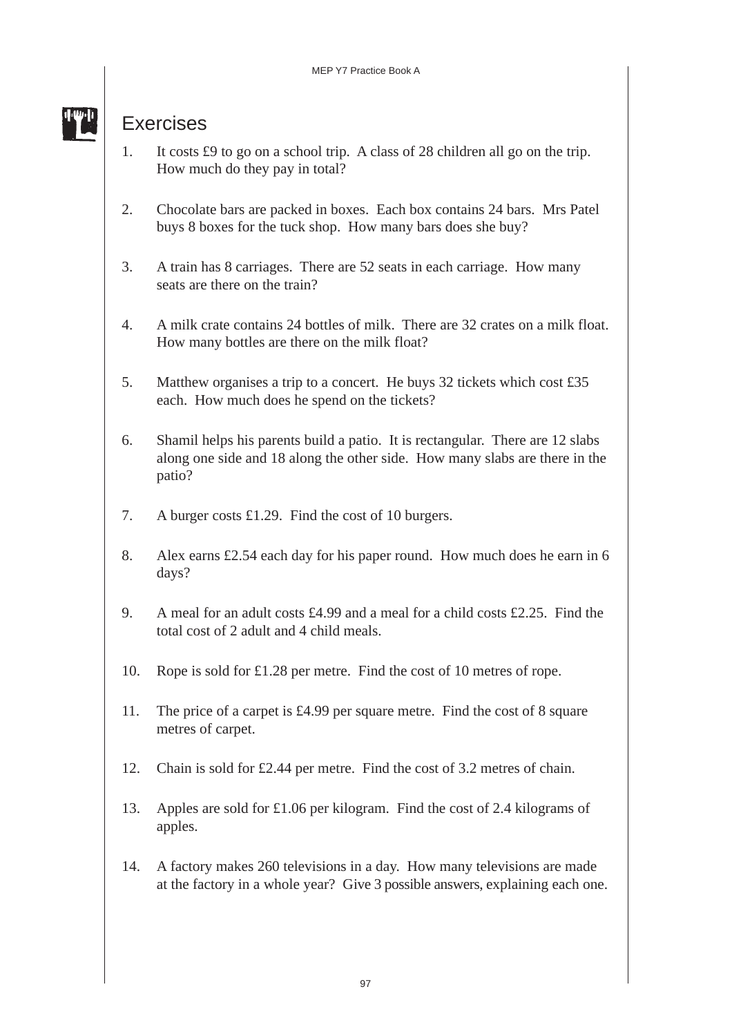## Exercises

1. It costs £9 to go on a school trip. A class of 28 children all go on the trip. How much do they pay in total?

2. Chocolate bars are packed in boxes. Each box contains 24 bars. Mrs Patel buys 8 boxes for the tuck shop. How many bars does she buy?

3. A train has 8 carriages. There are 52 seats in each carriage. How many seats are there on the train?

4. A milk crate contains 24 bottles of milk. There are 32 crates on a milk float. How many bottles are there on the milk float?

5. Matthew organises a trip to a concert. He buys 32 tickets which cost £35 each. How much does he spend on the tickets?

6. Shamil helps his parents build a patio. It is rectangular. There are 12 slabs along one side and 18 along the other side. How many slabs are there in the patio?

7. A burger costs £1.29. Find the cost of 10 burgers.

8. Alex earns £2.54 each day for his paper round. How much does he earn in 6 days?

9. A meal for an adult costs £4.99 and a meal for a child costs £2.25. Find the total cost of 2 adult and 4 child meals.

10. Rope is sold for £1.28 per metre. Find the cost of 10 metres of rope.

11. The price of a carpet is £4.99 per square metre. Find the cost of 8 square metres of carpet.

12. Chain is sold for £2.44 per metre. Find the cost of 3.2 metres of chain.

13. Apples are sold for £1.06 per kilogram. Find the cost of 2.4 kilograms of apples.

14. A factory makes 260 televisions in a day. How many televisions are made at the factory in a whole year? Give 3 possible answers, explaining each one.